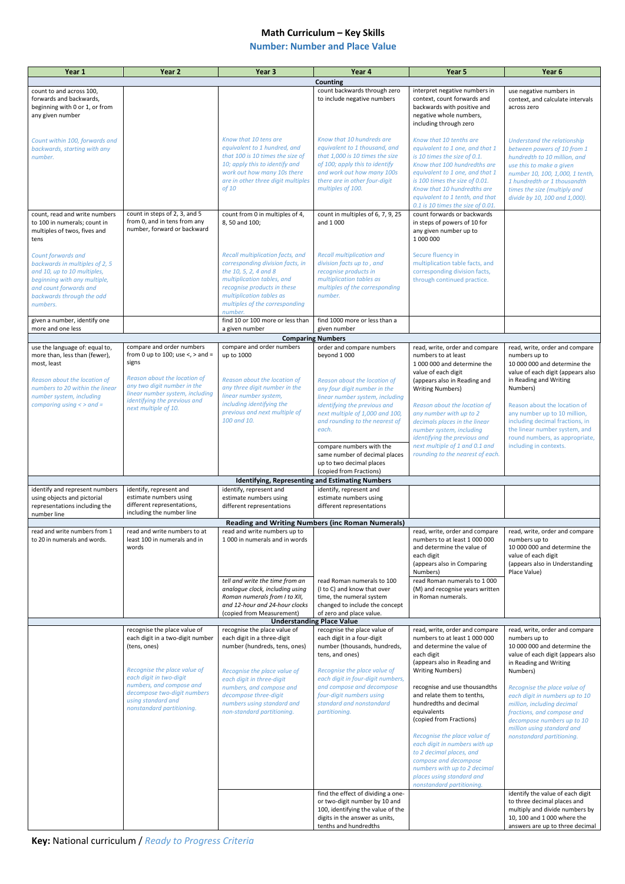# Math Curriculum – Key Skills

## Number: Number and Place Value

| Year 1 | Year 2 | Year 3 | Year 4 | Year 5 | Year 6 |
|---|---|---|---|---|---|
| **Counting** | | | | | |
| count to and across 100, forwards and backwards, beginning with 0 or 1, or from any given number<br><br>*Count within 100, forwards and backwards, starting with any number.* | | *Know that 10 tens are equivalent to 1 hundred, and that 100 is 10 times the size of 10; apply this to identify and work out how many 10s there are in other three digit multiples of 10* | count backwards through zero to include negative numbers<br><br>*Know that 10 hundreds are equivalent to 1 thousand, and that 1,000 is 10 times the size of 100; apply this to identify and work out how many 100s there are in other four-digit multiples of 100.* | interpret negative numbers in context, count forwards and backwards with positive and negative whole numbers, including through zero<br><br>*Know that 10 tenths are equivalent to 1 one, and that 1 is 10 times the size of 0.1. Know that 100 hundredths are equivalent to 1 one, and that 1 is 100 times the size of 0.01. Know that 10 hundredths are equivalent to 1 tenth, and that 0.1 is 10 times the size of 0.01.* | use negative numbers in context, and calculate intervals across zero<br><br>*Understand the relationship between powers of 10 from 1 hundredth to 10 million, and use this to make a given number 10, 100, 1,000, 1 tenth, 1 hundredth or 1 thousandth times the size (multiply and divide by 10, 100 and 1,000).* |
| count, read and write numbers to 100 in numerals; count in multiples of twos, fives and tens<br><br>*Count forwards and backwards in multiples of 2, 5 and 10, up to 10 multiples, beginning with any multiple, and count forwards and backwards through the odd numbers.* | count in steps of 2, 3, and 5 from 0, and in tens from any number, forward or backward | count from 0 in multiples of 4, 8, 50 and 100;<br><br>*Recall multiplication facts, and corresponding division facts, in the 10, 5, 2, 4 and 8 multiplication tables, and recognise products in these multiplication tables as multiples of the corresponding number.* | count in multiples of 6, 7, 9, 25 and 1 000<br><br>*Recall multiplication and division facts up to , and recognise products in multiplication tables as multiples of the corresponding number.* | count forwards or backwards in steps of powers of 10 for any given number up to 1 000 000<br><br>*Secure fluency in multiplication table facts, and corresponding division facts, through continued practice.* | |
| given a number, identify one more and one less | | find 10 or 100 more or less than a given number | find 1000 more or less than a given number | | |
| **Comparing Numbers** | | | | | |
| use the language of: equal to, more than, less than (fewer), most, least<br><br>*Reason about the location of numbers to 20 within the linear number system, including comparing using < > and =* | compare and order numbers from 0 up to 100; use <, > and = signs<br><br>*Reason about the location of any two digit number in the linear number system, including identifying the previous and next multiple of 10.* | compare and order numbers up to 1000<br><br>*Reason about the location of any three digit number in the linear number system, including identifying the previous and next multiple of 100 and 10.* | order and compare numbers beyond 1 000<br><br>*Reason about the location of any four digit number in the linear number system, including identifying the previous and next multiple of 1,000 and 100, and rounding to the nearest of each.*<br><br>compare numbers with the same number of decimal places up to two decimal places (copied from Fractions) | read, write, order and compare numbers to at least 1 000 000 and determine the value of each digit (appears also in Reading and Writing Numbers)<br><br>*Reason about the location of any number with up to 2 decimals places in the linear number system, including identifying the previous and next multiple of 1 and 0.1 and rounding to the nearest of each.* | read, write, order and compare numbers up to 10 000 000 and determine the value of each digit (appears also in Reading and Writing Numbers)<br><br>*Reason about the location of any number up to 10 million, including decimal fractions, in the linear number system, and round numbers, as appropriate, including in contexts.* |
| **Identifying, Representing and Estimating Numbers** | | | | | |
| identify and represent numbers using objects and pictorial representations including the number line | identify, represent and estimate numbers using different representations, including the number line | identify, represent and estimate numbers using different representations | identify, represent and estimate numbers using different representations | | |
| **Reading and Writing Numbers (inc Roman Numerals)** | | | | | |
| read and write numbers from 1 to 20 in numerals and words. | read and write numbers to at least 100 in numerals and in words | read and write numbers up to 1 000 in numerals and in words<br><br>*tell and write the time from an analogue clock, including using Roman numerals from I to XII, and 12-hour and 24-hour clocks (copied from Measurement)* | read Roman numerals to 100 (I to C) and know that over time, the numeral system changed to include the concept of zero and place value. | read, write, order and compare numbers to at least 1 000 000 and determine the value of each digit (appears also in Comparing Numbers)<br><br>read Roman numerals to 1 000 (M) and recognise years written in Roman numerals. | read, write, order and compare numbers up to 10 000 000 and determine the value of each digit (appears also in Understanding Place Value) |
| **Understanding Place Value** | | | | | |
| | recognise the place value of each digit in a two-digit number (tens, ones)<br><br>*Recognise the place value of each digit in two-digit numbers, and compose and decompose two-digit numbers using standard and nonstandard partitioning.* | recognise the place value of each digit in a three-digit number (hundreds, tens, ones)<br><br>*Recognise the place value of each digit in three-digit numbers, and compose and decompose three-digit numbers using standard and non-standard partitioning.* | recognise the place value of each digit in a four-digit number (thousands, hundreds, tens, and ones)<br><br>*Recognise the place value of each digit in four-digit numbers, and compose and decompose four-digit numbers using standard and nonstandard partitioning.* | read, write, order and compare numbers to at least 1 000 000 and determine the value of each digit (appears also in Reading and Writing Numbers)<br><br>recognise and use thousandths and relate them to tenths, hundredths and decimal equivalents (copied from Fractions)<br><br>*Recognise the place value of each digit in numbers with up to 2 decimal places, and compose and decompose numbers with up to 2 decimal places using standard and nonstandard partitioning.* | read, write, order and compare numbers up to 10 000 000 and determine the value of each digit (appears also in Reading and Writing Numbers)<br><br>*Recognise the place value of each digit in numbers up to 10 million, including decimal fractions, and compose and decompose numbers up to 10 million using standard and nonstandard partitioning.* |
| | | | find the effect of dividing a one- or two-digit number by 10 and 100, identifying the value of the digits in the answer as units, tenths and hundredths | | identify the value of each digit to three decimal places and multiply and divide numbers by 10, 100 and 1 000 where the answers are up to three decimal |

**Key:** National curriculum / *Ready to Progress Criteria*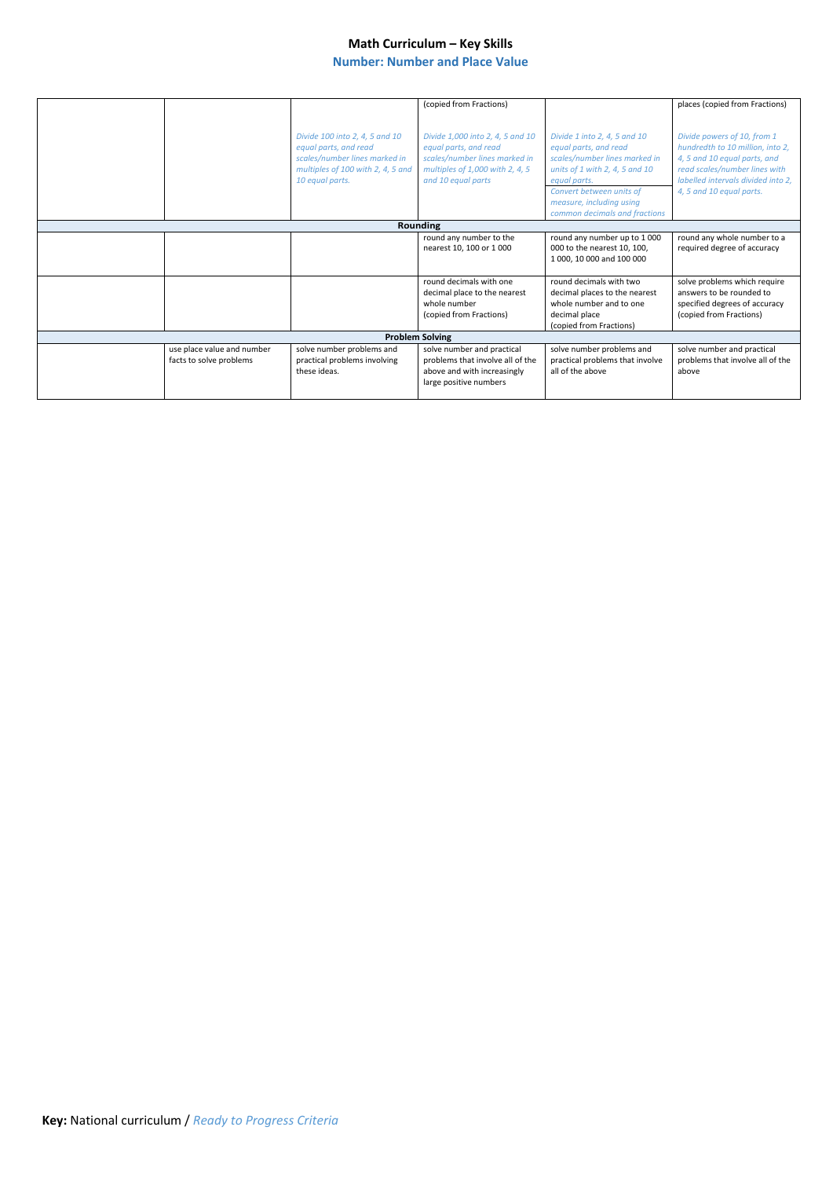# Math Curriculum – Key Skills

## Number: Number and Place Value

| | | | | | |
|---|---|---|---|---|---|
| | | | (copied from Fractions) | | places (copied from Fractions) |
| | | *Divide 100 into 2, 4, 5 and 10 equal parts, and read scales/number lines marked in multiples of 100 with 2, 4, 5 and 10 equal parts.* | *Divide 1,000 into 2, 4, 5 and 10 equal parts, and read scales/number lines marked in multiples of 1,000 with 2, 4, 5 and 10 equal parts* | *Divide 1 into 2, 4, 5 and 10 equal parts, and read scales/number lines marked in units of 1 with 2, 4, 5 and 10 equal parts.* *Convert between units of measure, including using common decimals and fractions* | *Divide powers of 10, from 1 hundredth to 10 million, into 2, 4, 5 and 10 equal parts, and read scales/number lines with labelled intervals divided into 2, 4, 5 and 10 equal parts.* |
| **Rounding** | | | | | |
| | | | round any number to the nearest 10, 100 or 1 000 | round any number up to 1 000 000 to the nearest 10, 100, 1 000, 10 000 and 100 000 | round any whole number to a required degree of accuracy |
| | | | round decimals with one decimal place to the nearest whole number (copied from Fractions) | round decimals with two decimal places to the nearest whole number and to one decimal place (copied from Fractions) | solve problems which require answers to be rounded to specified degrees of accuracy (copied from Fractions) |
| **Problem Solving** | | | | | |
| | use place value and number facts to solve problems | solve number problems and practical problems involving these ideas. | solve number and practical problems that involve all of the above and with increasingly large positive numbers | solve number problems and practical problems that involve all of the above | solve number and practical problems that involve all of the above |

**Key:** National curriculum / *Ready to Progress Criteria*